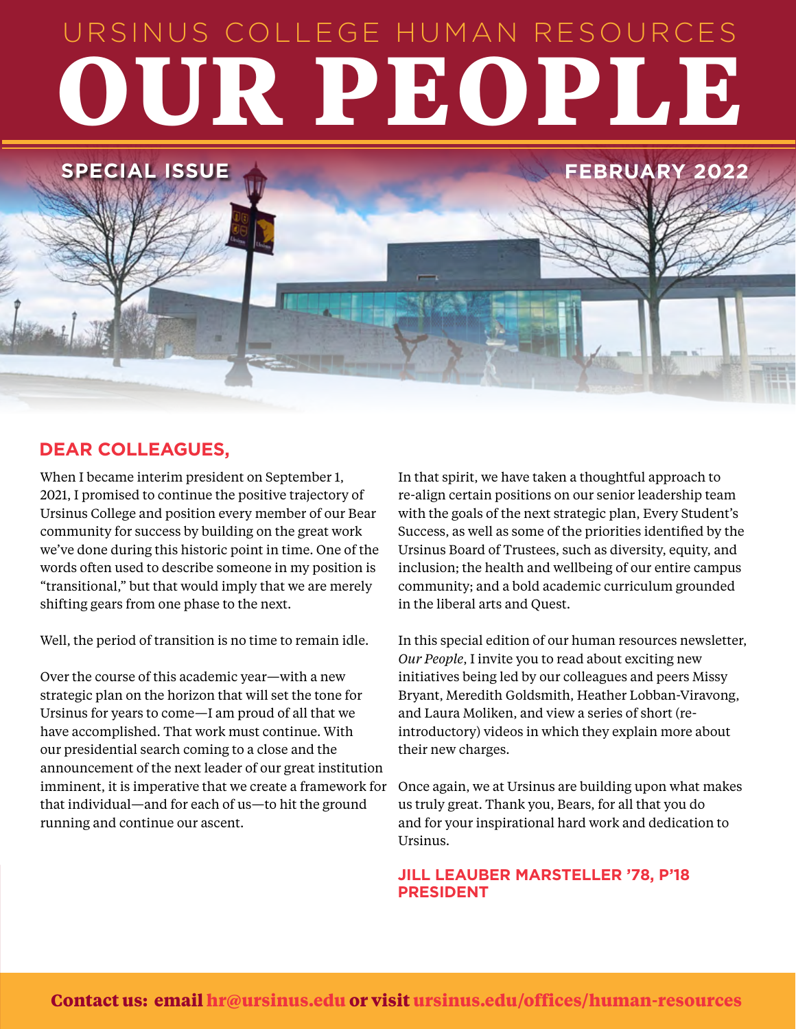URSINUS COLLEGE HUMAN RESOURCES

# OUR PEOPLE

**SPECIAL ISSUE** **FEBRUARY 2022**

## DEAR COLLEAGUES,

When I became interim president on September 1, 2021, I promised to continue the positive trajectory of Ursinus College and position every member of our Bear community for success by building on the great work we've done during this historic point in time. One of the words often used to describe someone in my position is "transitional," but that would imply that we are merely shifting gears from one phase to the next.

Well, the period of transition is no time to remain idle.

Over the course of this academic year—with a new strategic plan on the horizon that will set the tone for Ursinus for years to come—I am proud of all that we have accomplished. That work must continue. With our presidential search coming to a close and the announcement of the next leader of our great institution imminent, it is imperative that we create a framework for that individual—and for each of us—to hit the ground running and continue our ascent.

In that spirit, we have taken a thoughtful approach to re-align certain positions on our senior leadership team with the goals of the next strategic plan, Every Student's Success, as well as some of the priorities identified by the Ursinus Board of Trustees, such as diversity, equity, and inclusion; the health and wellbeing of our entire campus community; and a bold academic curriculum grounded in the liberal arts and Quest.

In this special edition of our human resources newsletter, *Our People*, I invite you to read about exciting new initiatives being led by our colleagues and peers Missy Bryant, Meredith Goldsmith, Heather Lobban-Viravong, and Laura Moliken, and view a series of short (re-introductory) videos in which they explain more about their new charges.

Once again, we at Ursinus are building upon what makes us truly great. Thank you, Bears, for all that you do and for your inspirational hard work and dedication to Ursinus.

**JILL LEAUBER MARSTELLER '78, P'18**
**PRESIDENT**

**Contact us: email hr@ursinus.edu or visit ursinus.edu/offices/human-resources**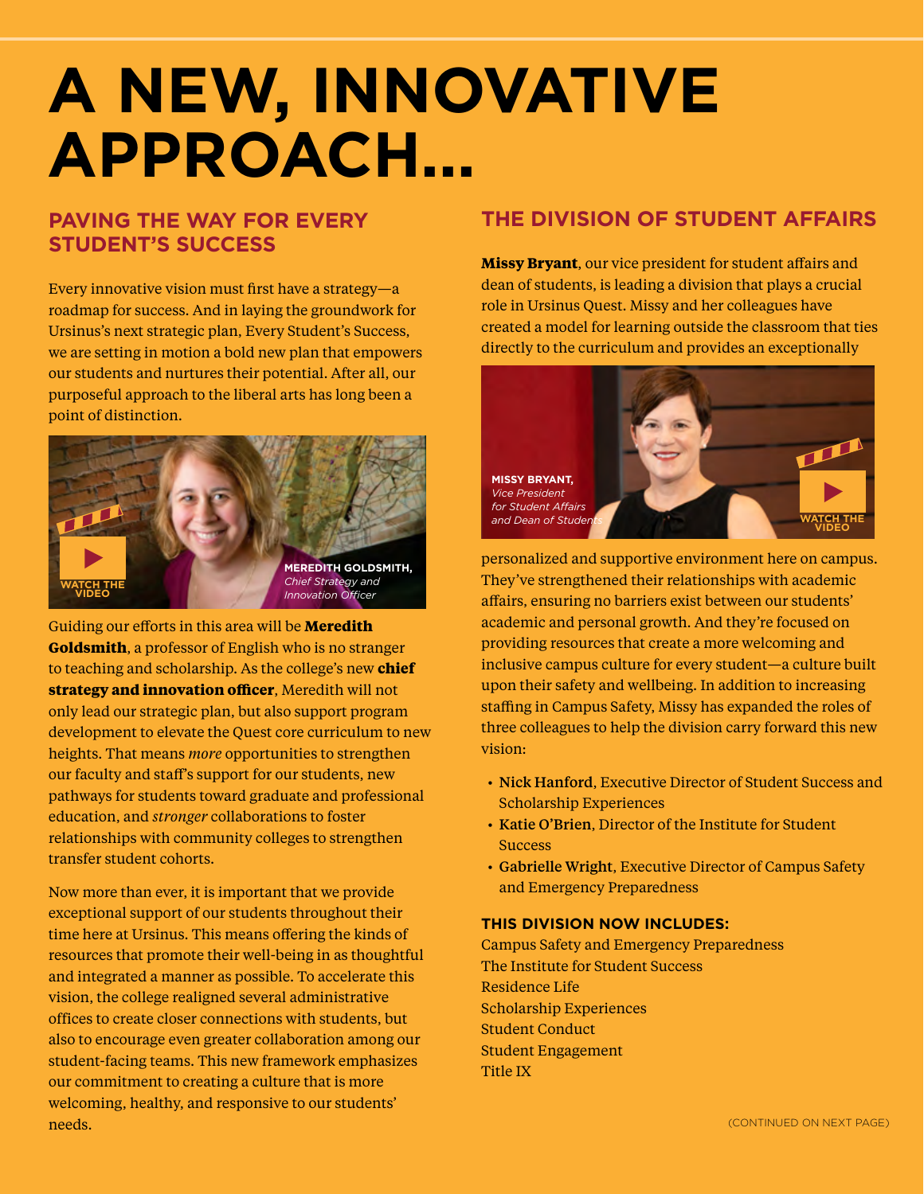# A NEW, INNOVATIVE APPROACH...

## PAVING THE WAY FOR EVERY STUDENT'S SUCCESS

Every innovative vision must first have a strategy—a roadmap for success. And in laying the groundwork for Ursinus's next strategic plan, Every Student's Success, we are setting in motion a bold new plan that empowers our students and nurtures their potential. After all, our purposeful approach to the liberal arts has long been a point of distinction.

WATCH THE VIDEO

**MEREDITH GOLDSMITH,** *Chief Strategy and Innovation Officer*

Guiding our efforts in this area will be **Meredith Goldsmith**, a professor of English who is no stranger to teaching and scholarship. As the college's new **chief strategy and innovation officer**, Meredith will not only lead our strategic plan, but also support program development to elevate the Quest core curriculum to new heights. That means *more* opportunities to strengthen our faculty and staff's support for our students, new pathways for students toward graduate and professional education, and *stronger* collaborations to foster relationships with community colleges to strengthen transfer student cohorts.

Now more than ever, it is important that we provide exceptional support of our students throughout their time here at Ursinus. This means offering the kinds of resources that promote their well-being in as thoughtful and integrated a manner as possible. To accelerate this vision, the college realigned several administrative offices to create closer connections with students, but also to encourage even greater collaboration among our student-facing teams. This new framework emphasizes our commitment to creating a culture that is more welcoming, healthy, and responsive to our students' needs.

## THE DIVISION OF STUDENT AFFAIRS

**Missy Bryant**, our vice president for student affairs and dean of students, is leading a division that plays a crucial role in Ursinus Quest. Missy and her colleagues have created a model for learning outside the classroom that ties directly to the curriculum and provides an exceptionally personalized and supportive environment here on campus. They've strengthened their relationships with academic affairs, ensuring no barriers exist between our students' academic and personal growth. And they're focused on providing resources that create a more welcoming and inclusive campus culture for every student—a culture built upon their safety and wellbeing. In addition to increasing staffing in Campus Safety, Missy has expanded the roles of three colleagues to help the division carry forward this new vision:

**MISSY BRYANT,** *Vice President for Student Affairs and Dean of Students*

WATCH THE VIDEO

- Nick Hanford, Executive Director of Student Success and Scholarship Experiences
- Katie O'Brien, Director of the Institute for Student Success
- Gabrielle Wright, Executive Director of Campus Safety and Emergency Preparedness

**THIS DIVISION NOW INCLUDES:**

Campus Safety and Emergency Preparedness
The Institute for Student Success
Residence Life
Scholarship Experiences
Student Conduct
Student Engagement
Title IX

(CONTINUED ON NEXT PAGE)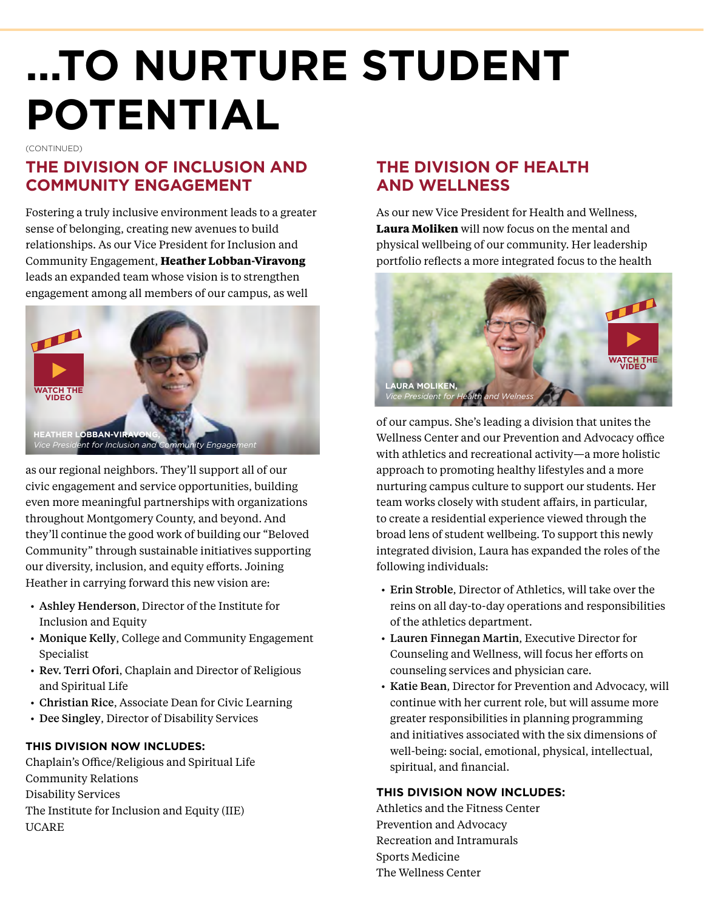# ...TO NURTURE STUDENT POTENTIAL

(CONTINUED)

## THE DIVISION OF INCLUSION AND COMMUNITY ENGAGEMENT

Fostering a truly inclusive environment leads to a greater sense of belonging, creating new avenues to build relationships. As our Vice President for Inclusion and Community Engagement, **Heather Lobban-Viravong** leads an expanded team whose vision is to strengthen engagement among all members of our campus, as well as our regional neighbors. They'll support all of our civic engagement and service opportunities, building even more meaningful partnerships with organizations throughout Montgomery County, and beyond. And they'll continue the good work of building our "Beloved Community" through sustainable initiatives supporting our diversity, inclusion, and equity efforts. Joining Heather in carrying forward this new vision are:

WATCH THE VIDEO

**HEATHER LOBBAN-VIRAVONG,**
*Vice President for Inclusion and Community Engagement*

- **Ashley Henderson**, Director of the Institute for Inclusion and Equity
- **Monique Kelly**, College and Community Engagement Specialist
- **Rev. Terri Ofori**, Chaplain and Director of Religious and Spiritual Life
- **Christian Rice**, Associate Dean for Civic Learning
- **Dee Singley**, Director of Disability Services

**THIS DIVISION NOW INCLUDES:**

Chaplain's Office/Religious and Spiritual Life
Community Relations
Disability Services
The Institute for Inclusion and Equity (IIE)
UCARE

## THE DIVISION OF HEALTH AND WELLNESS

As our new Vice President for Health and Wellness, **Laura Moliken** will now focus on the mental and physical wellbeing of our community. Her leadership portfolio reflects a more integrated focus to the health of our campus. She's leading a division that unites the Wellness Center and our Prevention and Advocacy office with athletics and recreational activity—a more holistic approach to promoting healthy lifestyles and a more nurturing campus culture to support our students. Her team works closely with student affairs, in particular, to create a residential experience viewed through the broad lens of student wellbeing. To support this newly integrated division, Laura has expanded the roles of the following individuals:

WATCH THE VIDEO

**LAURA MOLIKEN,**
*Vice President for Health and Welness*

- **Erin Stroble**, Director of Athletics, will take over the reins on all day-to-day operations and responsibilities of the athletics department.
- **Lauren Finnegan Martin**, Executive Director for Counseling and Wellness, will focus her efforts on counseling services and physician care.
- **Katie Bean**, Director for Prevention and Advocacy, will continue with her current role, but will assume more greater responsibilities in planning programming and initiatives associated with the six dimensions of well-being: social, emotional, physical, intellectual, spiritual, and financial.

**THIS DIVISION NOW INCLUDES:**

Athletics and the Fitness Center
Prevention and Advocacy
Recreation and Intramurals
Sports Medicine
The Wellness Center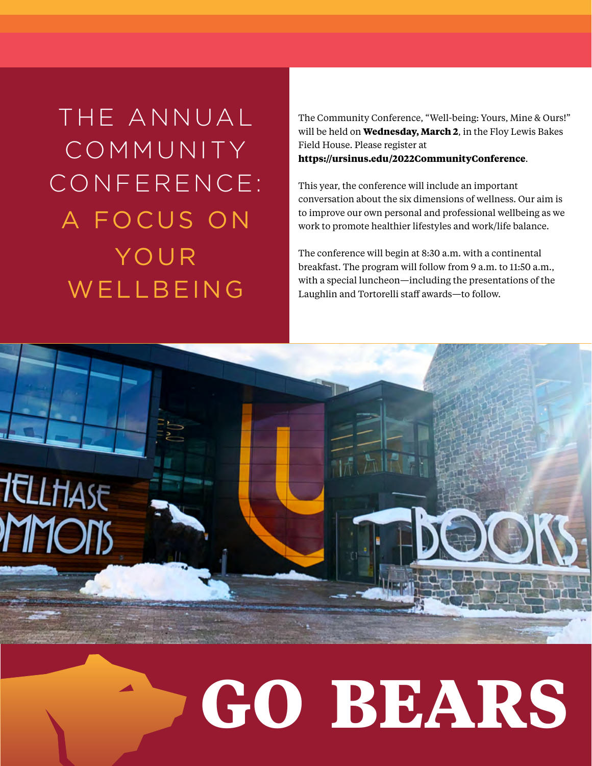# THE ANNUAL COMMUNITY CONFERENCE: A FOCUS ON YOUR WELLBEING

The Community Conference, "Well-being: Yours, Mine & Ours!" will be held on **Wednesday, March 2**, in the Floy Lewis Bakes Field House. Please register at **https://ursinus.edu/2022CommunityConference**.

This year, the conference will include an important conversation about the six dimensions of wellness. Our aim is to improve our own personal and professional wellbeing as we work to promote healthier lifestyles and work/life balance.

The conference will begin at 8:30 a.m. with a continental breakfast. The program will follow from 9 a.m. to 11:50 a.m., with a special luncheon—including the presentations of the Laughlin and Tortorelli staff awards—to follow.

# GO BEARS